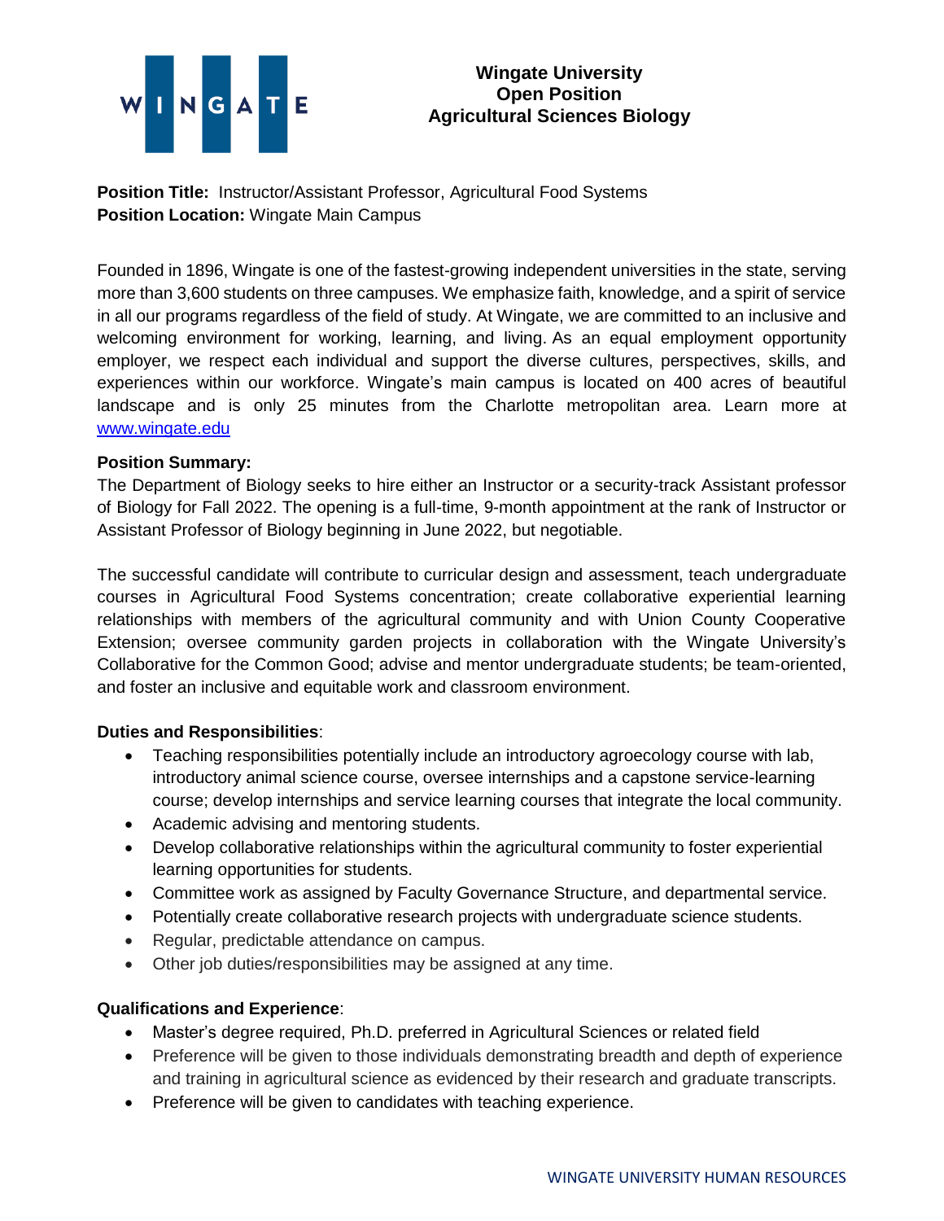# Wingate University
## Open Position
## Agricultural Sciences Biology

**Position Title:** Instructor/Assistant Professor, Agricultural Food Systems
**Position Location:** Wingate Main Campus

Founded in 1896, Wingate is one of the fastest-growing independent universities in the state, serving more than 3,600 students on three campuses. We emphasize faith, knowledge, and a spirit of service in all our programs regardless of the field of study. At Wingate, we are committed to an inclusive and welcoming environment for working, learning, and living. As an equal employment opportunity employer, we respect each individual and support the diverse cultures, perspectives, skills, and experiences within our workforce. Wingate's main campus is located on 400 acres of beautiful landscape and is only 25 minutes from the Charlotte metropolitan area. Learn more at www.wingate.edu

**Position Summary:**
The Department of Biology seeks to hire either an Instructor or a security-track Assistant professor of Biology for Fall 2022. The opening is a full-time, 9-month appointment at the rank of Instructor or Assistant Professor of Biology beginning in June 2022, but negotiable.

The successful candidate will contribute to curricular design and assessment, teach undergraduate courses in Agricultural Food Systems concentration; create collaborative experiential learning relationships with members of the agricultural community and with Union County Cooperative Extension; oversee community garden projects in collaboration with the Wingate University's Collaborative for the Common Good; advise and mentor undergraduate students; be team-oriented, and foster an inclusive and equitable work and classroom environment.

**Duties and Responsibilities**:

- Teaching responsibilities potentially include an introductory agroecology course with lab, introductory animal science course, oversee internships and a capstone service-learning course; develop internships and service learning courses that integrate the local community.
- Academic advising and mentoring students.
- Develop collaborative relationships within the agricultural community to foster experiential learning opportunities for students.
- Committee work as assigned by Faculty Governance Structure, and departmental service.
- Potentially create collaborative research projects with undergraduate science students.
- Regular, predictable attendance on campus.
- Other job duties/responsibilities may be assigned at any time.

**Qualifications and Experience**:

- Master's degree required, Ph.D. preferred in Agricultural Sciences or related field
- Preference will be given to those individuals demonstrating breadth and depth of experience and training in agricultural science as evidenced by their research and graduate transcripts.
- Preference will be given to candidates with teaching experience.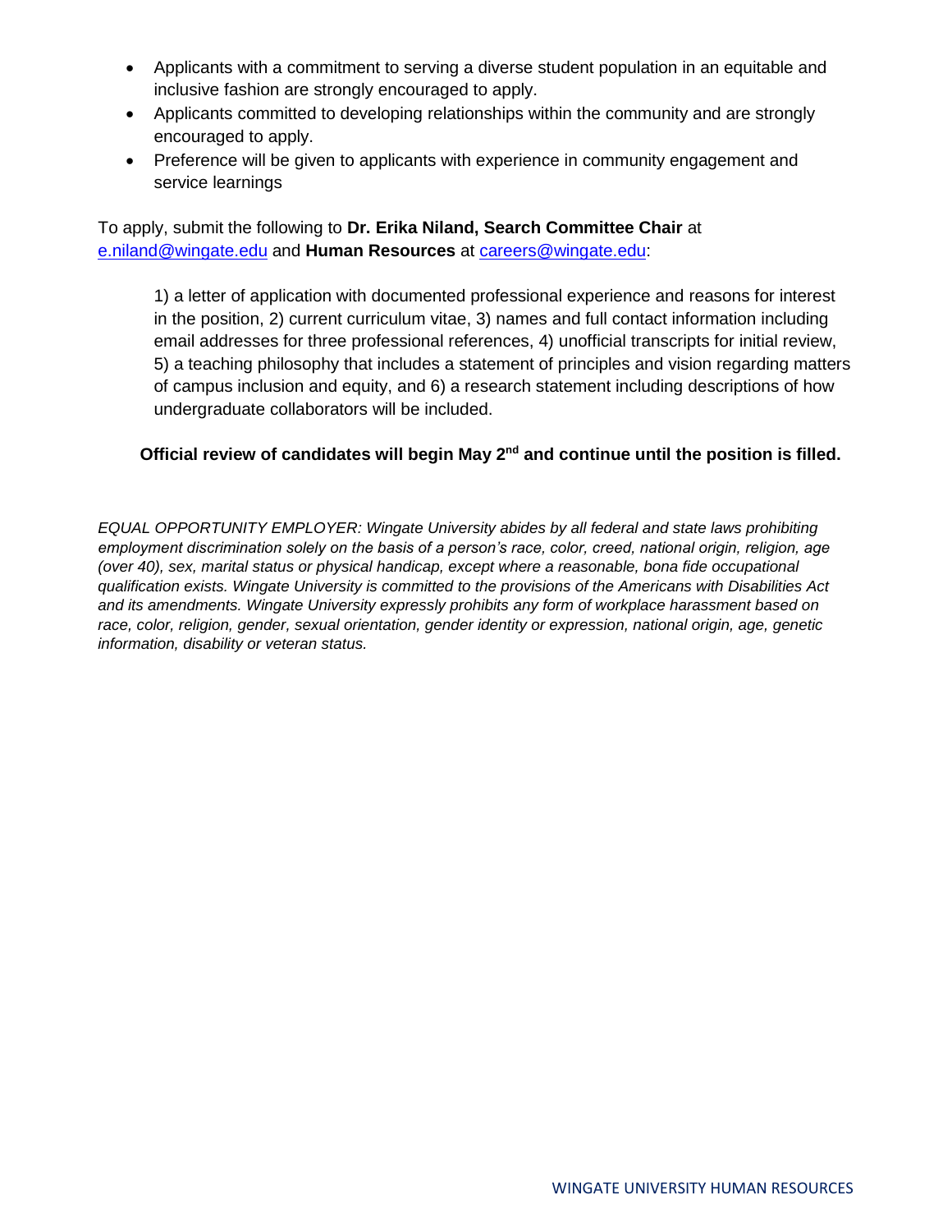- Applicants with a commitment to serving a diverse student population in an equitable and inclusive fashion are strongly encouraged to apply.
- Applicants committed to developing relationships within the community and are strongly encouraged to apply.
- Preference will be given to applicants with experience in community engagement and service learnings

To apply, submit the following to **Dr. Erika Niland, Search Committee Chair** at e.niland@wingate.edu and **Human Resources** at careers@wingate.edu:

> 1) a letter of application with documented professional experience and reasons for interest in the position, 2) current curriculum vitae, 3) names and full contact information including email addresses for three professional references, 4) unofficial transcripts for initial review, 5) a teaching philosophy that includes a statement of principles and vision regarding matters of campus inclusion and equity, and 6) a research statement including descriptions of how undergraduate collaborators will be included.

**Official review of candidates will begin May 2nd and continue until the position is filled.**

*EQUAL OPPORTUNITY EMPLOYER: Wingate University abides by all federal and state laws prohibiting employment discrimination solely on the basis of a person's race, color, creed, national origin, religion, age (over 40), sex, marital status or physical handicap, except where a reasonable, bona fide occupational qualification exists. Wingate University is committed to the provisions of the Americans with Disabilities Act and its amendments. Wingate University expressly prohibits any form of workplace harassment based on race, color, religion, gender, sexual orientation, gender identity or expression, national origin, age, genetic information, disability or veteran status.*